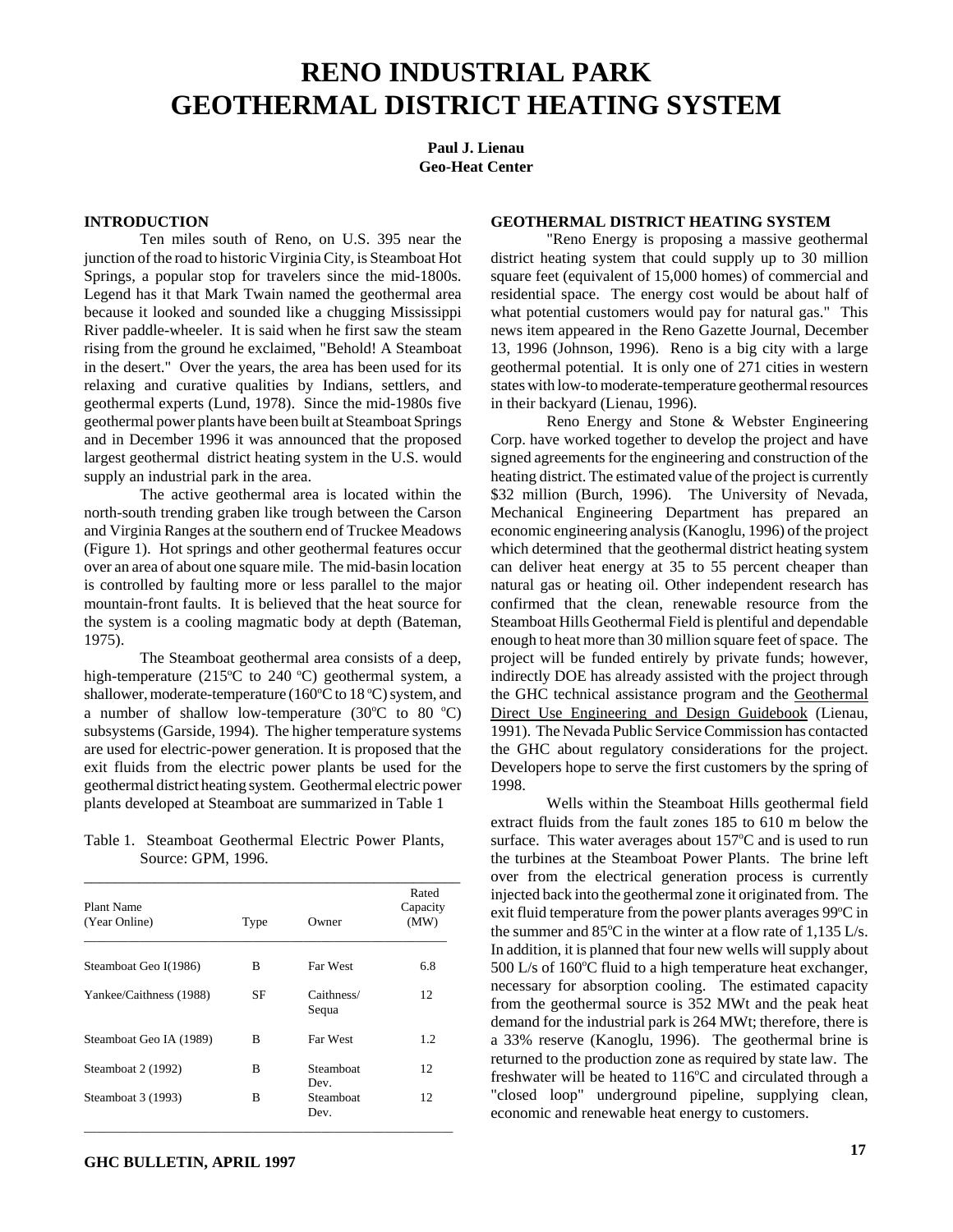# RENO INDUSTRIAL PARK GEOTHERMAL DISTRICT HEATING SYSTEM

**Paul J. Lienau**
**Geo-Heat Center**

## INTRODUCTION

Ten miles south of Reno, on U.S. 395 near the junction of the road to historic Virginia City, is Steamboat Hot Springs, a popular stop for travelers since the mid-1800s. Legend has it that Mark Twain named the geothermal area because it looked and sounded like a chugging Mississippi River paddle-wheeler. It is said when he first saw the steam rising from the ground he exclaimed, "Behold! A Steamboat in the desert." Over the years, the area has been used for its relaxing and curative qualities by Indians, settlers, and geothermal experts (Lund, 1978). Since the mid-1980s five geothermal power plants have been built at Steamboat Springs and in December 1996 it was announced that the proposed largest geothermal district heating system in the U.S. would supply an industrial park in the area.

The active geothermal area is located within the north-south trending graben like trough between the Carson and Virginia Ranges at the southern end of Truckee Meadows (Figure 1). Hot springs and other geothermal features occur over an area of about one square mile. The mid-basin location is controlled by faulting more or less parallel to the major mountain-front faults. It is believed that the heat source for the system is a cooling magmatic body at depth (Bateman, 1975).

The Steamboat geothermal area consists of a deep, high-temperature (215°C to 240 °C) geothermal system, a shallower, moderate-temperature (160°C to 18 °C) system, and a number of shallow low-temperature (30°C to 80 °C) subsystems (Garside, 1994). The higher temperature systems are used for electric-power generation. It is proposed that the exit fluids from the electric power plants be used for the geothermal district heating system. Geothermal electric power plants developed at Steamboat are summarized in Table 1

Table 1. Steamboat Geothermal Electric Power Plants, Source: GPM, 1996.

| Plant Name (Year Online) | Type | Owner | Rated Capacity (MW) |
|---|---|---|---|
| Steamboat Geo I(1986) | B | Far West | 6.8 |
| Yankee/Caithness (1988) | SF | Caithness/ Sequa | 12 |
| Steamboat Geo IA (1989) | B | Far West | 1.2 |
| Steamboat 2 (1992) | B | Steamboat Dev. | 12 |
| Steamboat 3 (1993) | B | Steamboat Dev. | 12 |

## GEOTHERMAL DISTRICT HEATING SYSTEM

"Reno Energy is proposing a massive geothermal district heating system that could supply up to 30 million square feet (equivalent of 15,000 homes) of commercial and residential space. The energy cost would be about half of what potential customers would pay for natural gas." This news item appeared in the Reno Gazette Journal, December 13, 1996 (Johnson, 1996). Reno is a big city with a large geothermal potential. It is only one of 271 cities in western states with low-to moderate-temperature geothermal resources in their backyard (Lienau, 1996).

Reno Energy and Stone & Webster Engineering Corp. have worked together to develop the project and have signed agreements for the engineering and construction of the heating district. The estimated value of the project is currently $32 million (Burch, 1996). The University of Nevada, Mechanical Engineering Department has prepared an economic engineering analysis (Kanoglu, 1996) of the project which determined that the geothermal district heating system can deliver heat energy at 35 to 55 percent cheaper than natural gas or heating oil. Other independent research has confirmed that the clean, renewable resource from the Steamboat Hills Geothermal Field is plentiful and dependable enough to heat more than 30 million square feet of space. The project will be funded entirely by private funds; however, indirectly DOE has already assisted with the project through the GHC technical assistance program and the Geothermal Direct Use Engineering and Design Guidebook (Lienau, 1991). The Nevada Public Service Commission has contacted the GHC about regulatory considerations for the project. Developers hope to serve the first customers by the spring of 1998.

Wells within the Steamboat Hills geothermal field extract fluids from the fault zones 185 to 610 m below the surface. This water averages about 157°C and is used to run the turbines at the Steamboat Power Plants. The brine left over from the electrical generation process is currently injected back into the geothermal zone it originated from. The exit fluid temperature from the power plants averages 99°C in the summer and 85°C in the winter at a flow rate of 1,135 L/s. In addition, it is planned that four new wells will supply about 500 L/s of 160°C fluid to a high temperature heat exchanger, necessary for absorption cooling. The estimated capacity from the geothermal source is 352 MWt and the peak heat demand for the industrial park is 264 MWt; therefore, there is a 33% reserve (Kanoglu, 1996). The geothermal brine is returned to the production zone as required by state law. The freshwater will be heated to 116°C and circulated through a "closed loop" underground pipeline, supplying clean, economic and renewable heat energy to customers.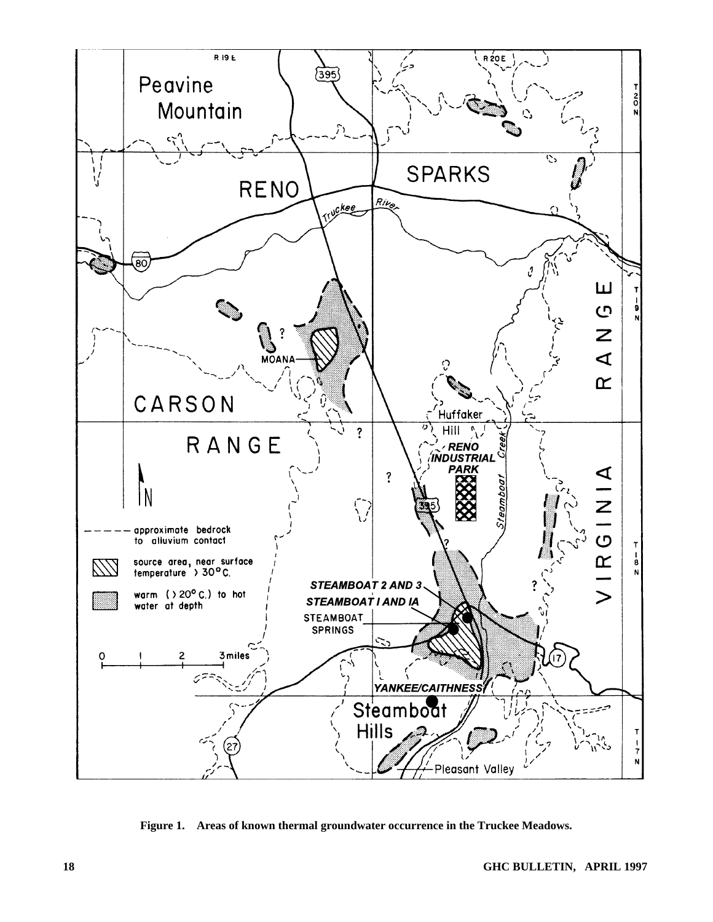**Figure 1. Areas of known thermal groundwater occurrence in the Truckee Meadows.**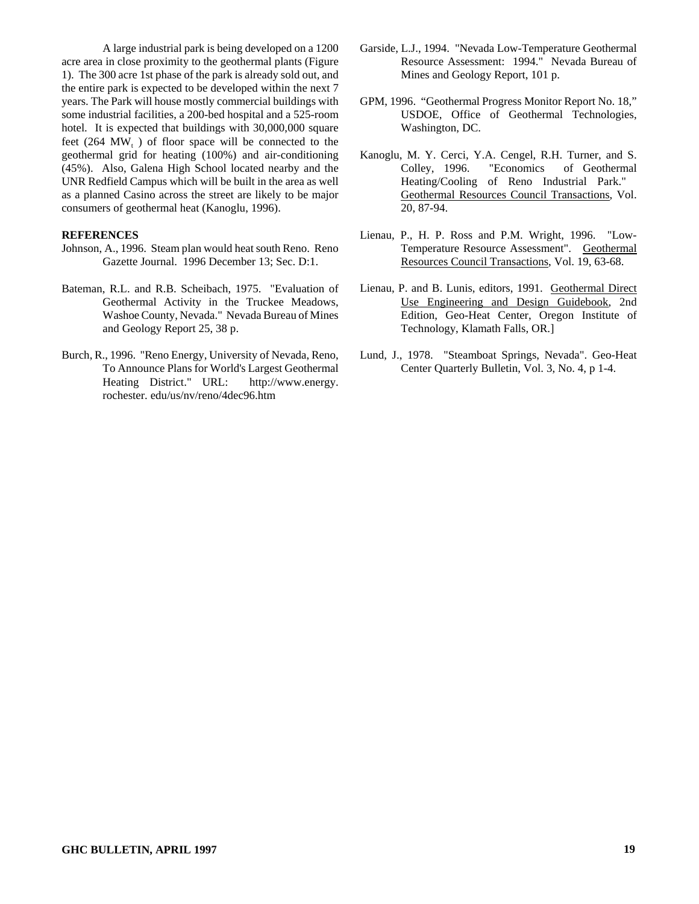A large industrial park is being developed on a 1200 acre area in close proximity to the geothermal plants (Figure 1). The 300 acre 1st phase of the park is already sold out, and the entire park is expected to be developed within the next 7 years. The Park will house mostly commercial buildings with some industrial facilities, a 200-bed hospital and a 525-room hotel. It is expected that buildings with 30,000,000 square feet (264 $MW_t$ ) of floor space will be connected to the geothermal grid for heating (100%) and air-conditioning (45%). Also, Galena High School located nearby and the UNR Redfield Campus which will be built in the area as well as a planned Casino across the street are likely to be major consumers of geothermal heat (Kanoglu, 1996).

**REFERENCES**

Johnson, A., 1996. Steam plan would heat south Reno. Reno Gazette Journal. 1996 December 13; Sec. D:1.

Bateman, R.L. and R.B. Scheibach, 1975. "Evaluation of Geothermal Activity in the Truckee Meadows, Washoe County, Nevada." Nevada Bureau of Mines and Geology Report 25, 38 p.

Burch, R., 1996. "Reno Energy, University of Nevada, Reno, To Announce Plans for World's Largest Geothermal Heating District." URL: http://www.energy. rochester. edu/us/nv/reno/4dec96.htm

Garside, L.J., 1994. "Nevada Low-Temperature Geothermal Resource Assessment: 1994." Nevada Bureau of Mines and Geology Report, 101 p.

GPM, 1996. "Geothermal Progress Monitor Report No. 18," USDOE, Office of Geothermal Technologies, Washington, DC.

Kanoglu, M. Y. Cerci, Y.A. Cengel, R.H. Turner, and S. Colley, 1996. "Economics of Geothermal Heating/Cooling of Reno Industrial Park." Geothermal Resources Council Transactions, Vol. 20, 87-94.

Lienau, P., H. P. Ross and P.M. Wright, 1996. "Low-Temperature Resource Assessment". Geothermal Resources Council Transactions, Vol. 19, 63-68.

Lienau, P. and B. Lunis, editors, 1991. Geothermal Direct Use Engineering and Design Guidebook, 2nd Edition, Geo-Heat Center, Oregon Institute of Technology, Klamath Falls, OR.]

Lund, J., 1978. "Steamboat Springs, Nevada". Geo-Heat Center Quarterly Bulletin, Vol. 3, No. 4, p 1-4.